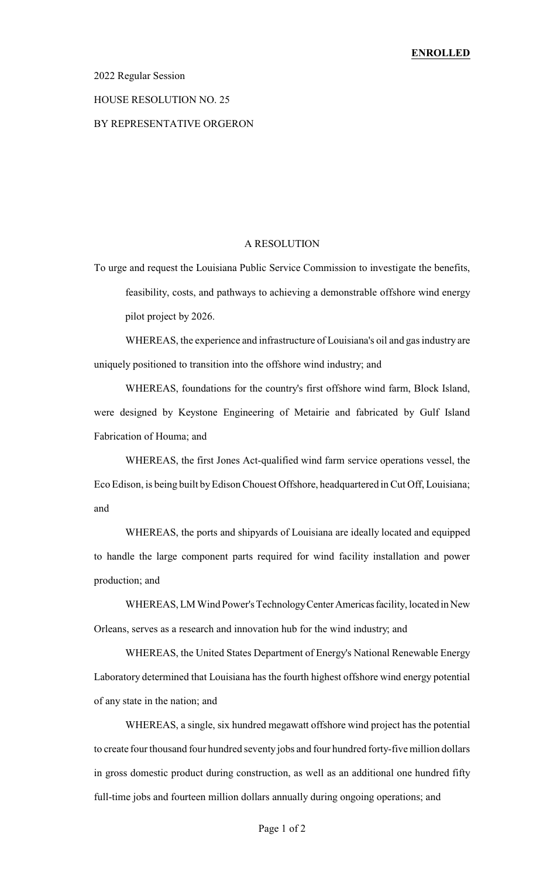**ENROLLED**

2022 Regular Session

HOUSE RESOLUTION NO. 25

BY REPRESENTATIVE ORGERON

A RESOLUTION

To urge and request the Louisiana Public Service Commission to investigate the benefits, feasibility, costs, and pathways to achieving a demonstrable offshore wind energy pilot project by 2026.

WHEREAS, the experience and infrastructure of Louisiana's oil and gas industry are uniquely positioned to transition into the offshore wind industry; and

WHEREAS, foundations for the country's first offshore wind farm, Block Island, were designed by Keystone Engineering of Metairie and fabricated by Gulf Island Fabrication of Houma; and

WHEREAS, the first Jones Act-qualified wind farm service operations vessel, the Eco Edison, is being built by Edison Chouest Offshore, headquartered in Cut Off, Louisiana; and

WHEREAS, the ports and shipyards of Louisiana are ideally located and equipped to handle the large component parts required for wind facility installation and power production; and

WHEREAS, LM Wind Power's Technology Center Americas facility, located in New Orleans, serves as a research and innovation hub for the wind industry; and

WHEREAS, the United States Department of Energy's National Renewable Energy Laboratory determined that Louisiana has the fourth highest offshore wind energy potential of any state in the nation; and

WHEREAS, a single, six hundred megawatt offshore wind project has the potential to create four thousand four hundred seventy jobs and four hundred forty-five million dollars in gross domestic product during construction, as well as an additional one hundred fifty full-time jobs and fourteen million dollars annually during ongoing operations; and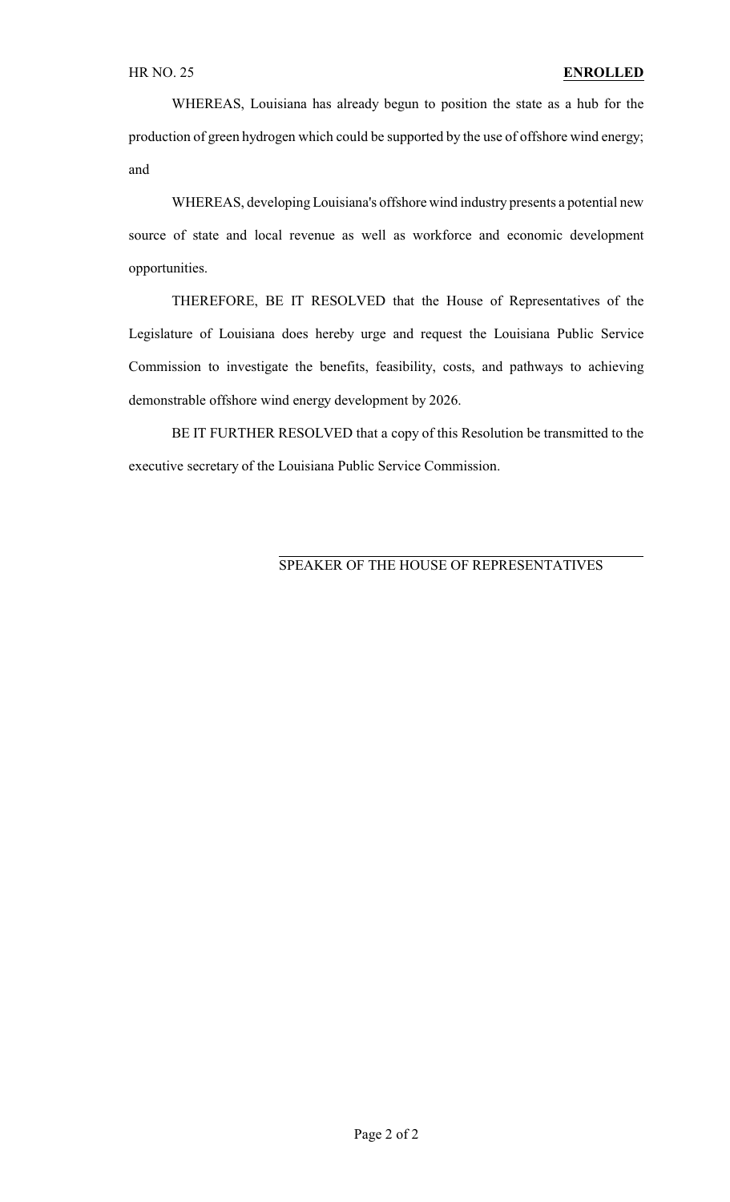WHEREAS, Louisiana has already begun to position the state as a hub for the production of green hydrogen which could be supported by the use of offshore wind energy; and

WHEREAS, developing Louisiana's offshore wind industry presents a potential new source of state and local revenue as well as workforce and economic development opportunities.

THEREFORE, BE IT RESOLVED that the House of Representatives of the Legislature of Louisiana does hereby urge and request the Louisiana Public Service Commission to investigate the benefits, feasibility, costs, and pathways to achieving demonstrable offshore wind energy development by 2026.

BE IT FURTHER RESOLVED that a copy of this Resolution be transmitted to the executive secretary of the Louisiana Public Service Commission.

SPEAKER OF THE HOUSE OF REPRESENTATIVES